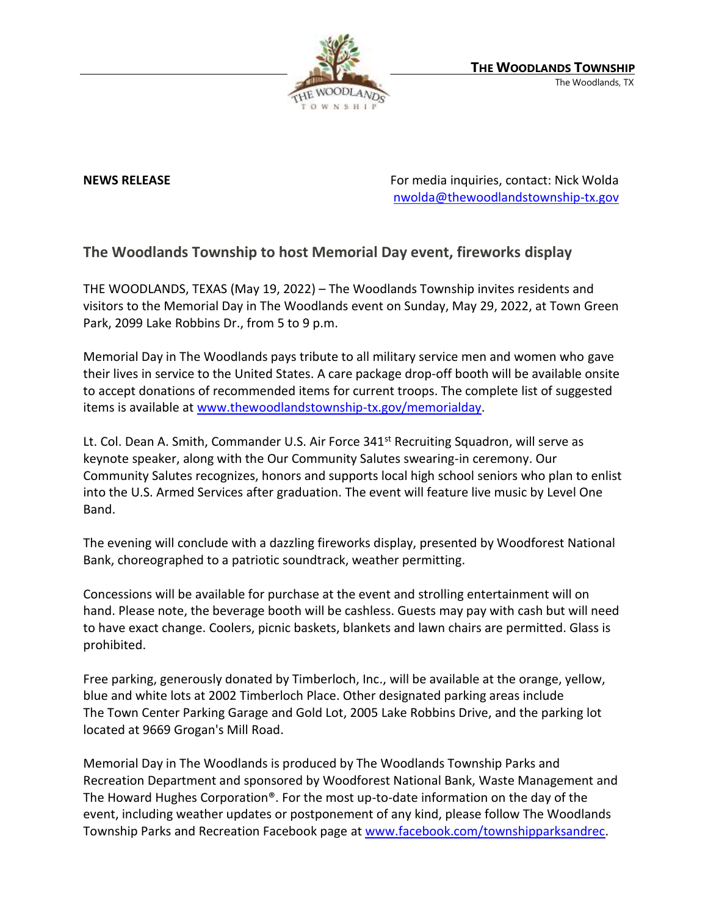**THE WOODLANDS TOWNSHIP**
The Woodlands, TX

**NEWS RELEASE**

For media inquiries, contact: Nick Wolda
nwolda@thewoodlandstownship-tx.gov

## The Woodlands Township to host Memorial Day event, fireworks display

THE WOODLANDS, TEXAS (May 19, 2022) – The Woodlands Township invites residents and visitors to the Memorial Day in The Woodlands event on Sunday, May 29, 2022, at Town Green Park, 2099 Lake Robbins Dr., from 5 to 9 p.m.

Memorial Day in The Woodlands pays tribute to all military service men and women who gave their lives in service to the United States. A care package drop-off booth will be available onsite to accept donations of recommended items for current troops. The complete list of suggested items is available at www.thewoodlandstownship-tx.gov/memorialday.

Lt. Col. Dean A. Smith, Commander U.S. Air Force 341st Recruiting Squadron, will serve as keynote speaker, along with the Our Community Salutes swearing-in ceremony. Our Community Salutes recognizes, honors and supports local high school seniors who plan to enlist into the U.S. Armed Services after graduation. The event will feature live music by Level One Band.

The evening will conclude with a dazzling fireworks display, presented by Woodforest National Bank, choreographed to a patriotic soundtrack, weather permitting.

Concessions will be available for purchase at the event and strolling entertainment will on hand. Please note, the beverage booth will be cashless. Guests may pay with cash but will need to have exact change. Coolers, picnic baskets, blankets and lawn chairs are permitted. Glass is prohibited.

Free parking, generously donated by Timberloch, Inc., will be available at the orange, yellow, blue and white lots at 2002 Timberloch Place. Other designated parking areas include The Town Center Parking Garage and Gold Lot, 2005 Lake Robbins Drive, and the parking lot located at 9669 Grogan's Mill Road.

Memorial Day in The Woodlands is produced by The Woodlands Township Parks and Recreation Department and sponsored by Woodforest National Bank, Waste Management and The Howard Hughes Corporation®. For the most up-to-date information on the day of the event, including weather updates or postponement of any kind, please follow The Woodlands Township Parks and Recreation Facebook page at www.facebook.com/townshipparksandrec.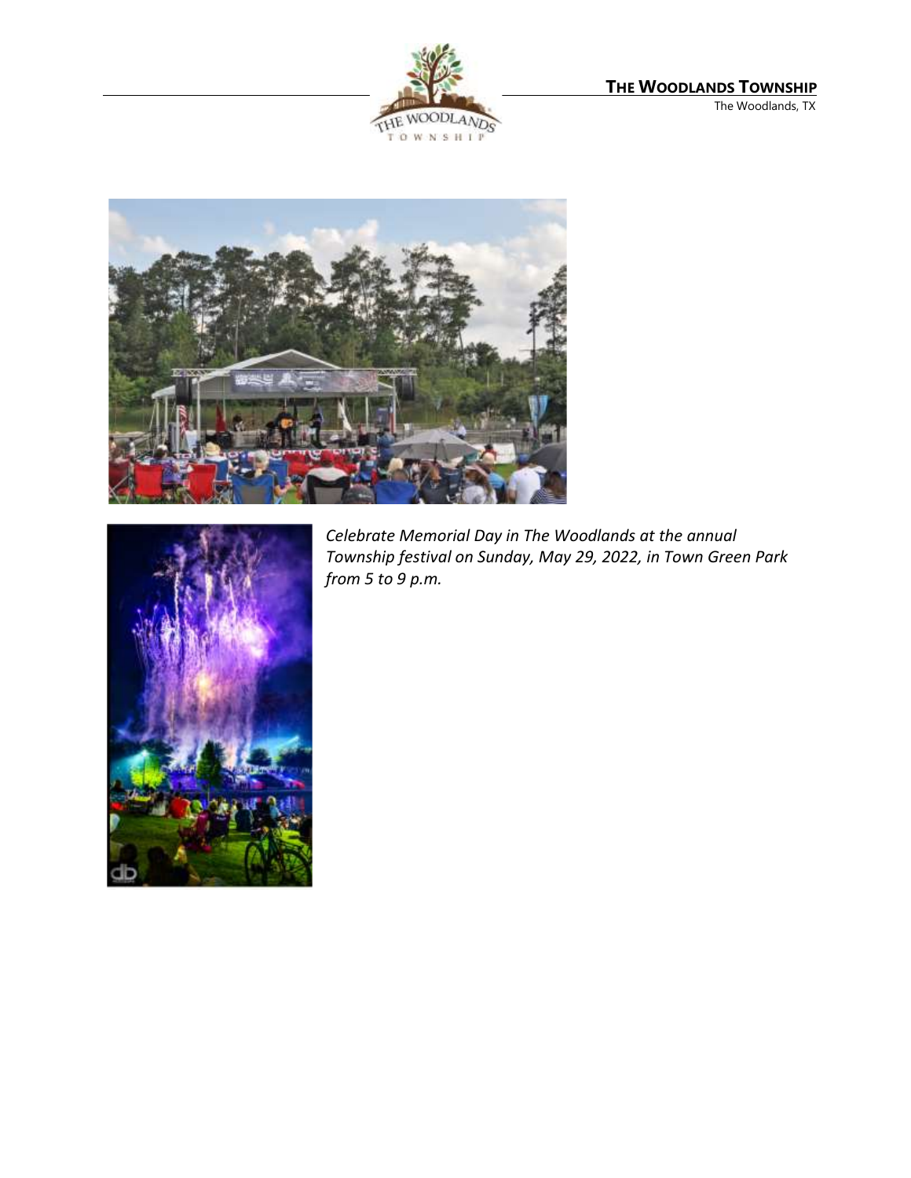*Celebrate Memorial Day in The Woodlands at the annual Township festival on Sunday, May 29, 2022, in Town Green Park from 5 to 9 p.m.*